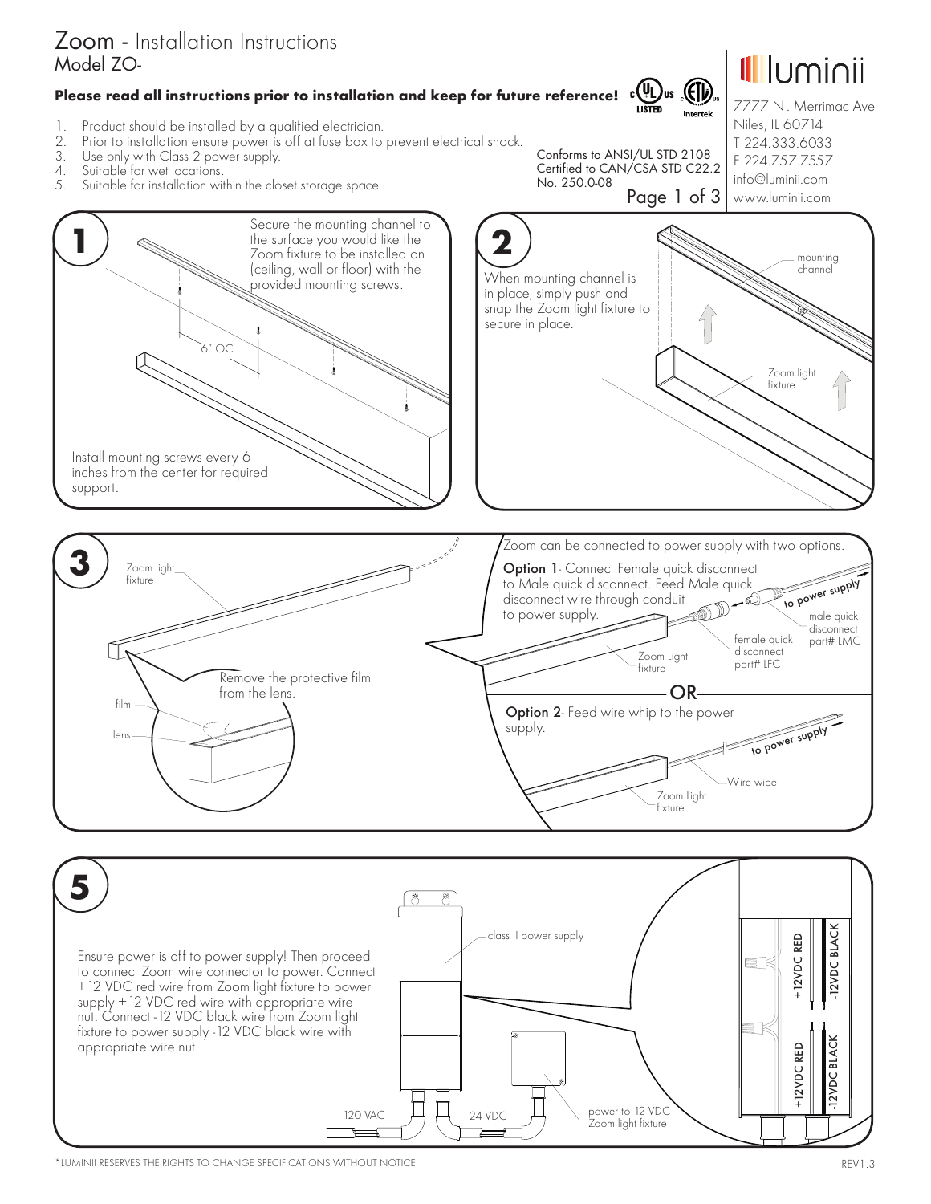# Zoom - Installation Instructions
## Model ZO-

**Please read all instructions prior to installation and keep for future reference!**

1. Product should be installed by a qualified electrician.
2. Prior to installation ensure power is off at fuse box to prevent electrical shock.
3. Use only with Class 2 power supply.
4. Suitable for wet locations.
5. Suitable for installation within the closet storage space.

Conforms to ANSI/UL STD 2108
Certified to CAN/CSA STD C22.2 No. 250.0-08

luminii
7777 N. Merrimac Ave
Niles, IL 60714
T 224.333.6033
F 224.757.7557
info@luminii.com
www.luminii.com

### 1

Secure the mounting channel to the surface you would like the Zoom fixture to be installed on (ceiling, wall or floor) with the provided mounting screws.

6" OC

Install mounting screws every 6 inches from the center for required support.

### 2

When mounting channel is in place, simply push and snap the Zoom light fixture to secure in place.

mounting channel

Zoom light fixture

### 3

Zoom light fixture

Remove the protective film from the lens.

film

lens

Zoom can be connected to power supply with two options.

**Option 1**- Connect Female quick disconnect to Male quick disconnect. Feed Male quick disconnect wire through conduit to power supply.

to power supply

male quick disconnect part# LMC

female quick disconnect part# LFC

Zoom Light fixture

**OR**

**Option 2**- Feed wire whip to the power supply.

to power supply

Wire wipe

Zoom Light fixture

### 5

Ensure power is off to power supply! Then proceed to connect Zoom wire connector to power. Connect +12 VDC red wire from Zoom light fixture to power supply +12 VDC red wire with appropriate wire nut. Connect -12 VDC black wire from Zoom light fixture to power supply -12 VDC black wire with appropriate wire nut.

class II power supply

120 VAC

24 VDC

power to 12 VDC Zoom light fixture

+12VDC RED

-12VDC BLACK

+12VDC RED

-12VDC BLACK

*LUMINII RESERVES THE RIGHTS TO CHANGE SPECIFICATIONS WITHOUT NOTICE

REV1.3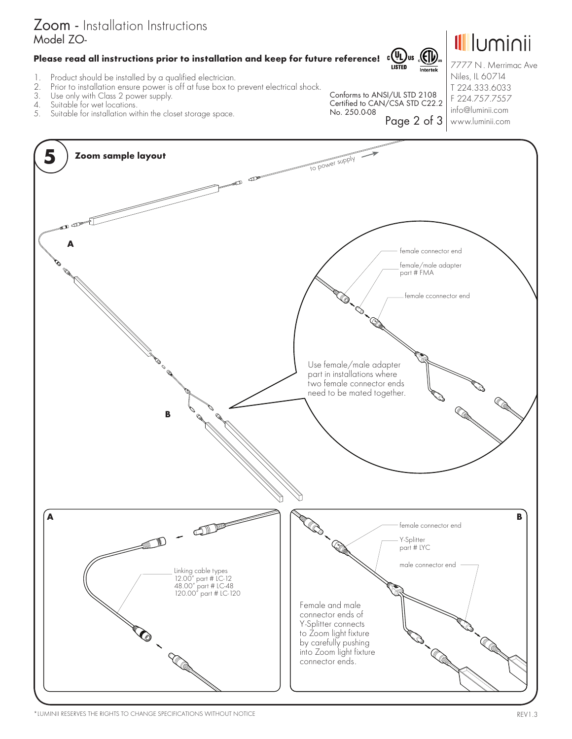# Zoom - Installation Instructions

Model ZO-

**Please read all instructions prior to installation and keep for future reference!**

1. Product should be installed by a qualified electrician.
2. Prior to installation ensure power is off at fuse box to prevent electrical shock.
3. Use only with Class 2 power supply.
4. Suitable for wet locations.
5. Suitable for installation within the closet storage space.

Conforms to ANSI/UL STD 2108
Certified to CAN/CSA STD C22.2 No. 250.0-08

luminii
7777 N. Merrimac Ave
Niles, IL 60714
T 224.333.6033
F 224.757.7557
info@luminii.com
www.luminii.com

## 5 Zoom sample layout

to power supply

A

B

female connector end

female/male adapter
part # FMA

female cconnector end

Use female/male adapter part in installations where two female connector ends need to be mated together.

**A**

Linking cable types
12.00" part # LC-12
48.00" part # LC-48
120.00" part # LC-120

**B**

female connector end

Y-Splitter
part # LYC

male connector end

Female and male connector ends of Y-Splitter connects to Zoom light fixture by carefully pushing into Zoom light fixture connector ends.

*LUMINII RESERVES THE RIGHTS TO CHANGE SPECIFICATIONS WITHOUT NOTICE

REV1.3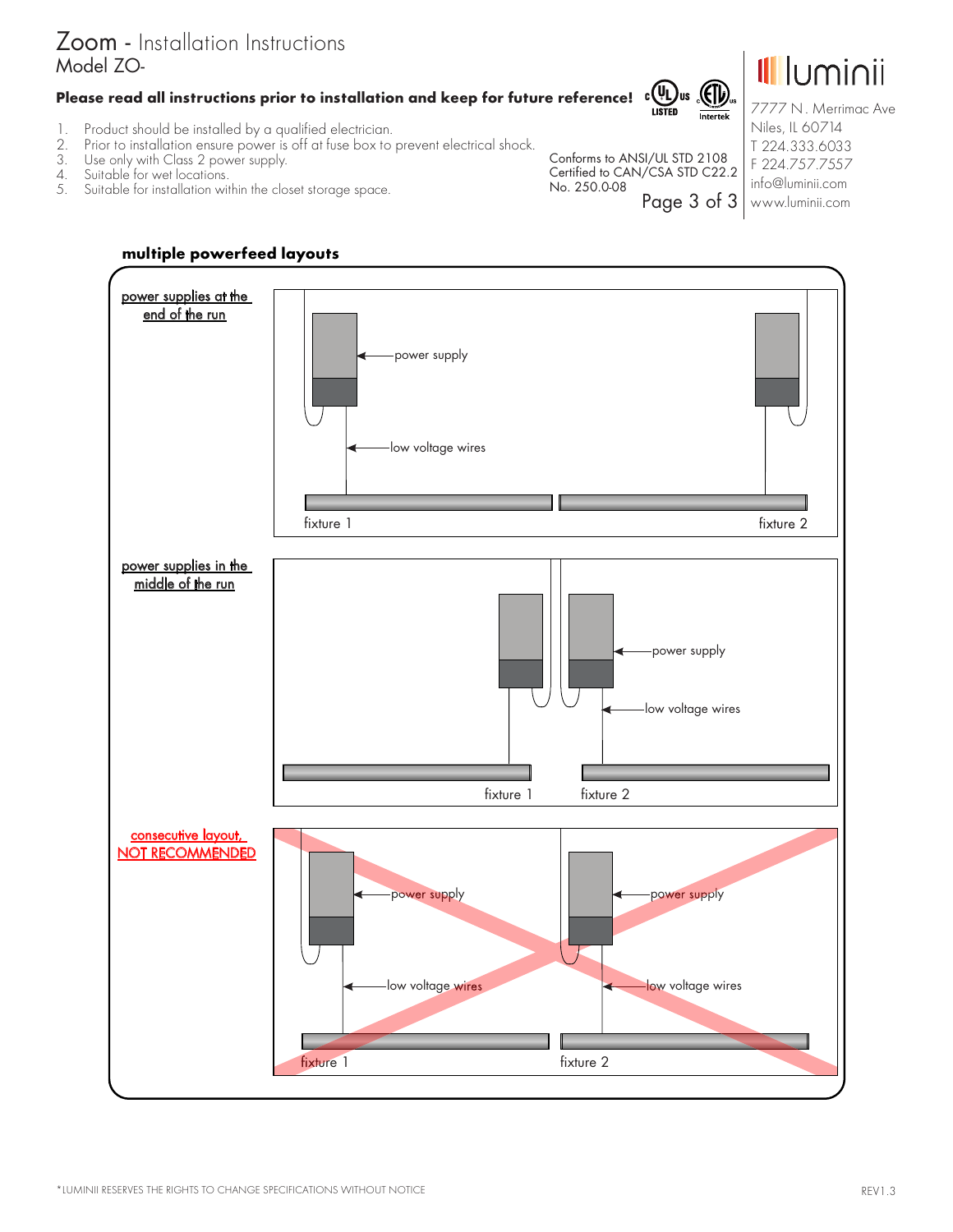# Zoom - Installation Instructions
Model ZO-

**Please read all instructions prior to installation and keep for future reference!**

1. Product should be installed by a qualified electrician.
2. Prior to installation ensure power is off at fuse box to prevent electrical shock.
3. Use only with Class 2 power supply.
4. Suitable for wet locations.
5. Suitable for installation within the closet storage space.

Conforms to ANSI/UL STD 2108
Certified to CAN/CSA STD C22.2
No. 250.0-08

luminii
7777 N. Merrimac Ave
Niles, IL 60714
T 224.333.6033
F 224.757.7557
info@luminii.com
www.luminii.com

## multiple powerfeed layouts

power supplies at the end of the run

power supply
low voltage wires
fixture 1
fixture 2

power supplies in the middle of the run

power supply
low voltage wires
fixture 1
fixture 2

consecutive layout, NOT RECOMMENDED

power supply
power supply
low voltage wires
low voltage wires
fixture 1
fixture 2

*LUMINII RESERVES THE RIGHTS TO CHANGE SPECIFICATIONS WITHOUT NOTICE

REV1.3